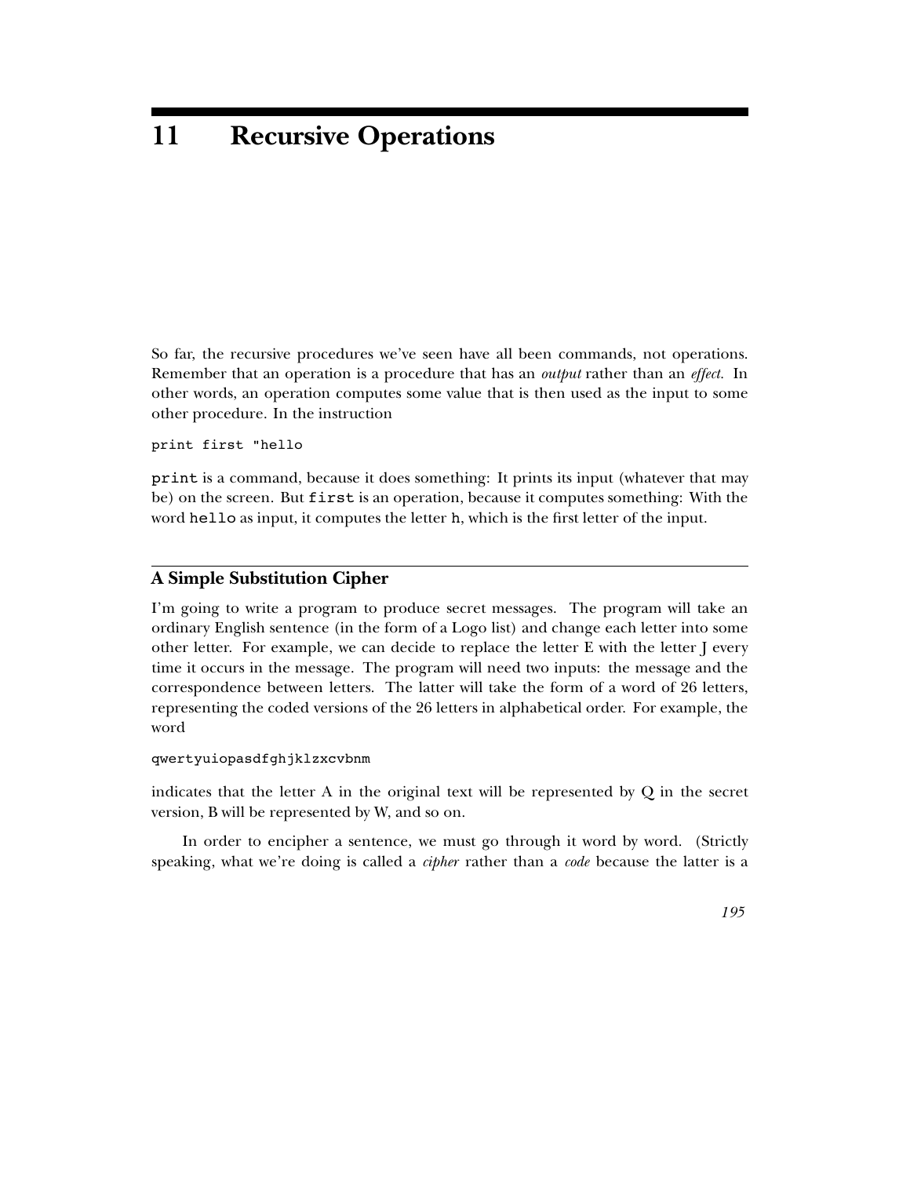# 11 Recursive Operations

So far, the recursive procedures we've seen have all been commands, not operations. Remember that an operation is a procedure that has an *output* rather than an *effect*. In other words, an operation computes some value that is then used as the input to some other procedure. In the instruction

```
print first "hello
```

`print` is a command, because it does something: It prints its input (whatever that may be) on the screen. But `first` is an operation, because it computes something: With the word `hello` as input, it computes the letter `h`, which is the first letter of the input.

## A Simple Substitution Cipher

I'm going to write a program to produce secret messages. The program will take an ordinary English sentence (in the form of a Logo list) and change each letter into some other letter. For example, we can decide to replace the letter E with the letter J every time it occurs in the message. The program will need two inputs: the message and the correspondence between letters. The latter will take the form of a word of 26 letters, representing the coded versions of the 26 letters in alphabetical order. For example, the word

```
qwertyuiopasdfghjklzxcvbnm
```

indicates that the letter A in the original text will be represented by Q in the secret version, B will be represented by W, and so on.

In order to encipher a sentence, we must go through it word by word. (Strictly speaking, what we're doing is called a *cipher* rather than a *code* because the latter is a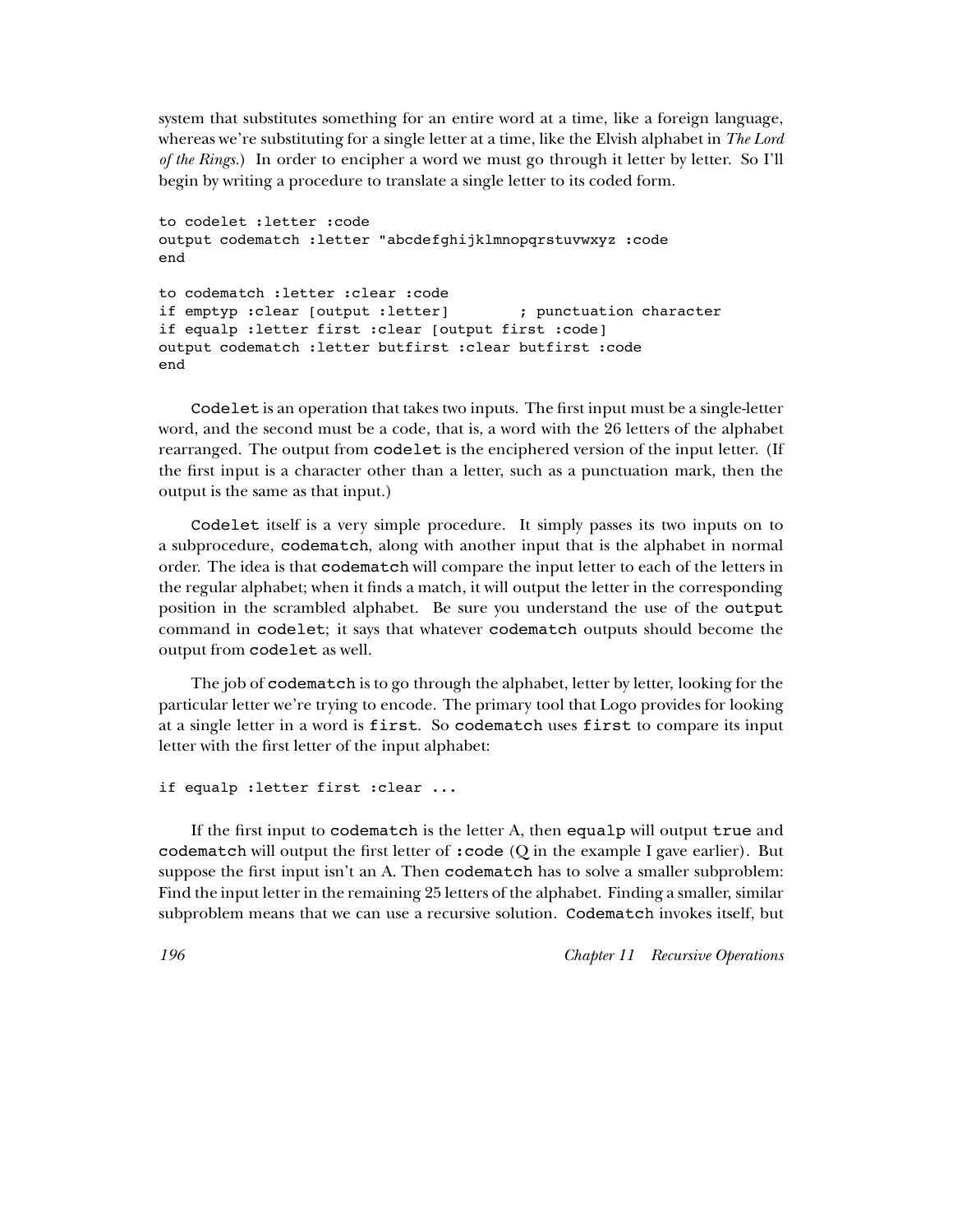system that substitutes something for an entire word at a time, like a foreign language, whereas we're substituting for a single letter at a time, like the Elvish alphabet in *The Lord of the Rings*.) In order to encipher a word we must go through it letter by letter. So I'll begin by writing a procedure to translate a single letter to its coded form.

```
to codelet :letter :code
output codematch :letter "abcdefghijklmnopqrstuvwxyz :code
end

to codematch :letter :clear :code
if emptyp :clear [output :letter]        ; punctuation character
if equalp :letter first :clear [output first :code]
output codematch :letter butfirst :clear butfirst :code
end
```

`Codelet` is an operation that takes two inputs. The first input must be a single-letter word, and the second must be a code, that is, a word with the 26 letters of the alphabet rearranged. The output from `codelet` is the enciphered version of the input letter. (If the first input is a character other than a letter, such as a punctuation mark, then the output is the same as that input.)

`Codelet` itself is a very simple procedure. It simply passes its two inputs on to a subprocedure, `codematch`, along with another input that is the alphabet in normal order. The idea is that `codematch` will compare the input letter to each of the letters in the regular alphabet; when it finds a match, it will output the letter in the corresponding position in the scrambled alphabet. Be sure you understand the use of the `output` command in `codelet`; it says that whatever `codematch` outputs should become the output from `codelet` as well.

The job of `codematch` is to go through the alphabet, letter by letter, looking for the particular letter we're trying to encode. The primary tool that Logo provides for looking at a single letter in a word is `first`. So `codematch` uses `first` to compare its input letter with the first letter of the input alphabet:

```
if equalp :letter first :clear ...
```

If the first input to `codematch` is the letter A, then `equalp` will output `true` and `codematch` will output the first letter of `:code` (Q in the example I gave earlier). But suppose the first input isn't an A. Then `codematch` has to solve a smaller subproblem: Find the input letter in the remaining 25 letters of the alphabet. Finding a smaller, similar subproblem means that we can use a recursive solution. `Codematch` invokes itself, but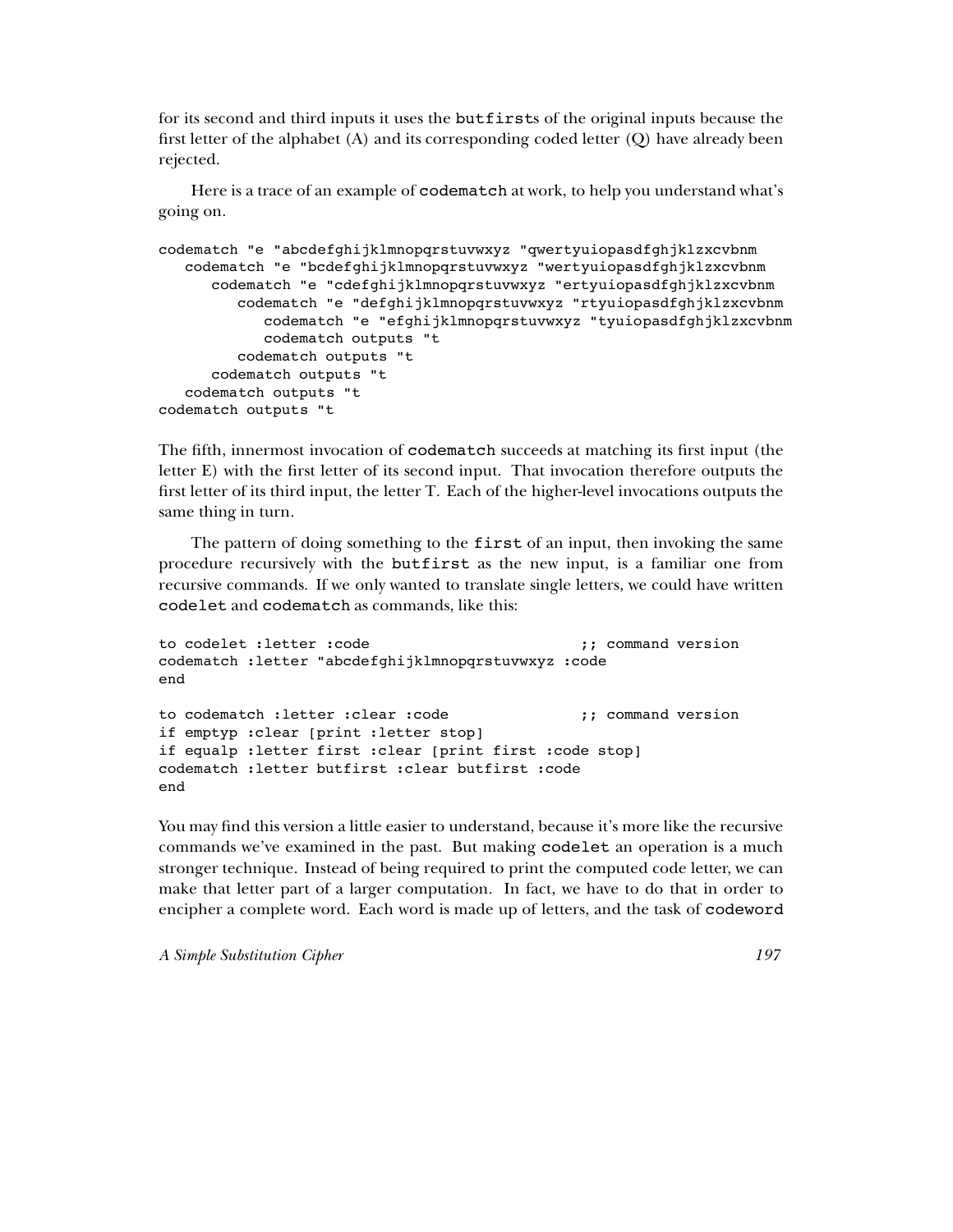for its second and third inputs it uses the `butfirst`s of the original inputs because the first letter of the alphabet (A) and its corresponding coded letter (Q) have already been rejected.

Here is a trace of an example of `codematch` at work, to help you understand what's going on.

```
codematch "e "abcdefghijklmnopqrstuvwxyz "qwertyuiopasdfghjklzxcvbnm
   codematch "e "bcdefghijklmnopqrstuvwxyz "wertyuiopasdfghjklzxcvbnm
      codematch "e "cdefghijklmnopqrstuvwxyz "ertyuiopasdfghjklzxcvbnm
         codematch "e "defghijklmnopqrstuvwxyz "rtyuiopasdfghjklzxcvbnm
            codematch "e "efghijklmnopqrstuvwxyz "tyuiopasdfghjklzxcvbnm
            codematch outputs "t
         codematch outputs "t
      codematch outputs "t
   codematch outputs "t
codematch outputs "t
```

The fifth, innermost invocation of `codematch` succeeds at matching its first input (the letter E) with the first letter of its second input. That invocation therefore outputs the first letter of its third input, the letter T. Each of the higher-level invocations outputs the same thing in turn.

The pattern of doing something to the `first` of an input, then invoking the same procedure recursively with the `butfirst` as the new input, is a familiar one from recursive commands. If we only wanted to translate single letters, we could have written `codelet` and `codematch` as commands, like this:

```
to codelet :letter :code                         ;; command version
codematch :letter "abcdefghijklmnopqrstuvwxyz :code
end

to codematch :letter :clear :code                ;; command version
if emptyp :clear [print :letter stop]
if equalp :letter first :clear [print first :code stop]
codematch :letter butfirst :clear butfirst :code
end
```

You may find this version a little easier to understand, because it's more like the recursive commands we've examined in the past. But making `codelet` an operation is a much stronger technique. Instead of being required to print the computed code letter, we can make that letter part of a larger computation. In fact, we have to do that in order to encipher a complete word. Each word is made up of letters, and the task of `codeword`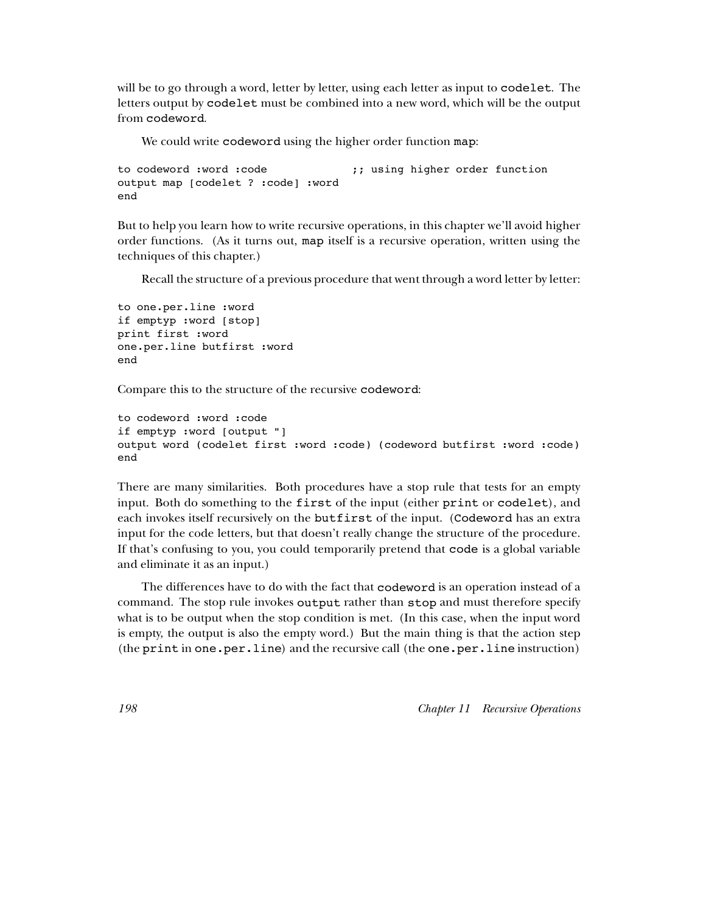will be to go through a word, letter by letter, using each letter as input to `codelet`. The letters output by `codelet` must be combined into a new word, which will be the output from `codeword`.

We could write `codeword` using the higher order function `map`:

```
to codeword :word :code              ;; using higher order function
output map [codelet ? :code] :word
end
```

But to help you learn how to write recursive operations, in this chapter we'll avoid higher order functions. (As it turns out, `map` itself is a recursive operation, written using the techniques of this chapter.)

Recall the structure of a previous procedure that went through a word letter by letter:

```
to one.per.line :word
if emptyp :word [stop]
print first :word
one.per.line butfirst :word
end
```

Compare this to the structure of the recursive `codeword`:

```
to codeword :word :code
if emptyp :word [output "]
output word (codelet first :word :code) (codeword butfirst :word :code)
end
```

There are many similarities. Both procedures have a stop rule that tests for an empty input. Both do something to the `first` of the input (either `print` or `codelet`), and each invokes itself recursively on the `butfirst` of the input. (`Codeword` has an extra input for the code letters, but that doesn't really change the structure of the procedure. If that's confusing to you, you could temporarily pretend that `code` is a global variable and eliminate it as an input.)

The differences have to do with the fact that `codeword` is an operation instead of a command. The stop rule invokes `output` rather than `stop` and must therefore specify what is to be output when the stop condition is met. (In this case, when the input word is empty, the output is also the empty word.) But the main thing is that the action step (the `print` in `one.per.line`) and the recursive call (the `one.per.line` instruction)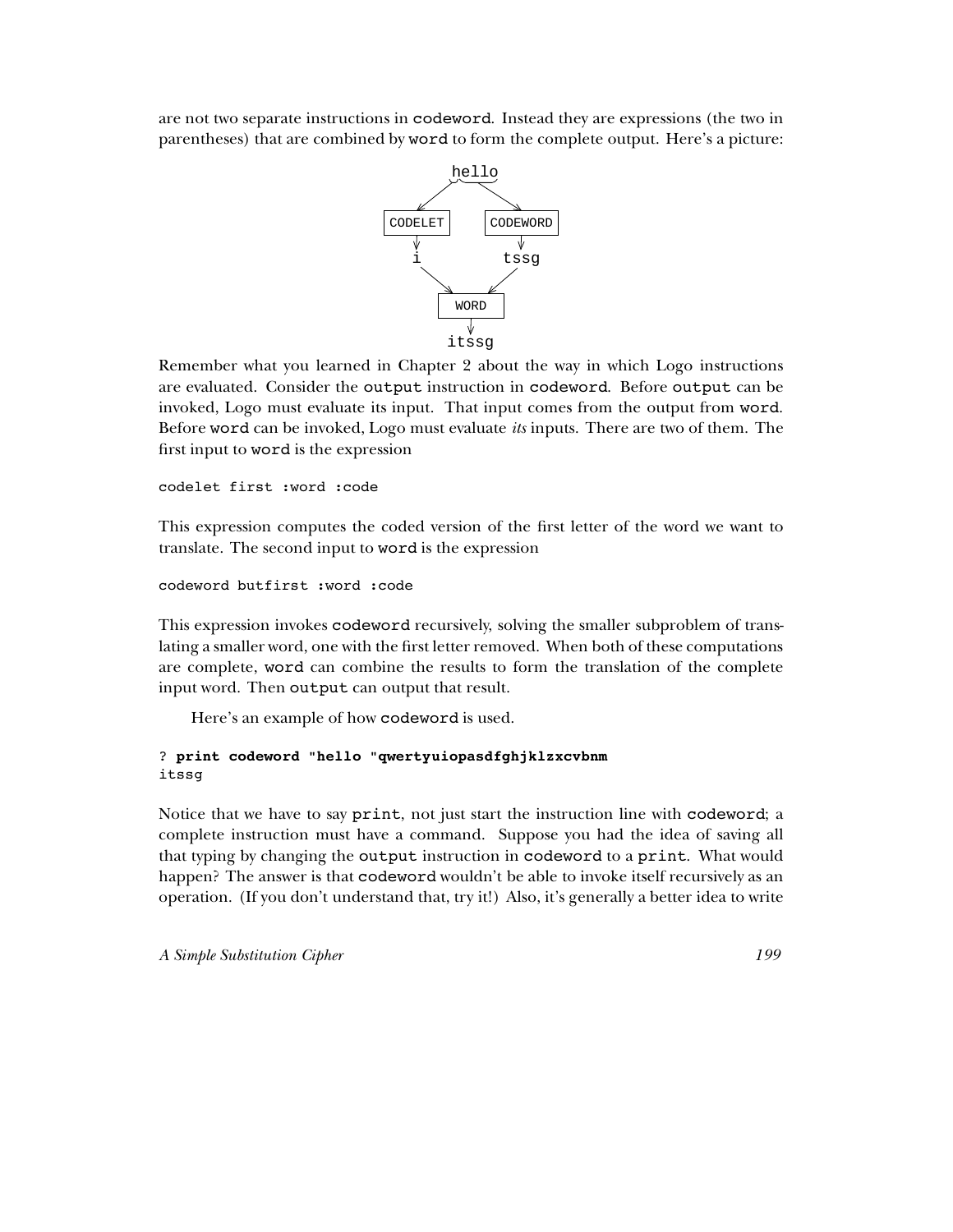are not two separate instructions in `codeword`. Instead they are expressions (the two in parentheses) that are combined by `word` to form the complete output. Here's a picture:

hello

CODELET CODEWORD

i tssg

WORD

itssg

Remember what you learned in Chapter 2 about the way in which Logo instructions are evaluated. Consider the `output` instruction in `codeword`. Before `output` can be invoked, Logo must evaluate its input. That input comes from the output from `word`. Before `word` can be invoked, Logo must evaluate *its* inputs. There are two of them. The first input to `word` is the expression

```
codelet first :word :code
```

This expression computes the coded version of the first letter of the word we want to translate. The second input to `word` is the expression

```
codeword butfirst :word :code
```

This expression invokes `codeword` recursively, solving the smaller subproblem of translating a smaller word, one with the first letter removed. When both of these computations are complete, `word` can combine the results to form the translation of the complete input word. Then `output` can output that result.

Here's an example of how `codeword` is used.

```
? print codeword "hello "qwertyuiopasdfghjklzxcvbnm
itssg
```

Notice that we have to say `print`, not just start the instruction line with `codeword`; a complete instruction must have a command. Suppose you had the idea of saving all that typing by changing the `output` instruction in `codeword` to a `print`. What would happen? The answer is that `codeword` wouldn't be able to invoke itself recursively as an operation. (If you don't understand that, try it!) Also, it's generally a better idea to write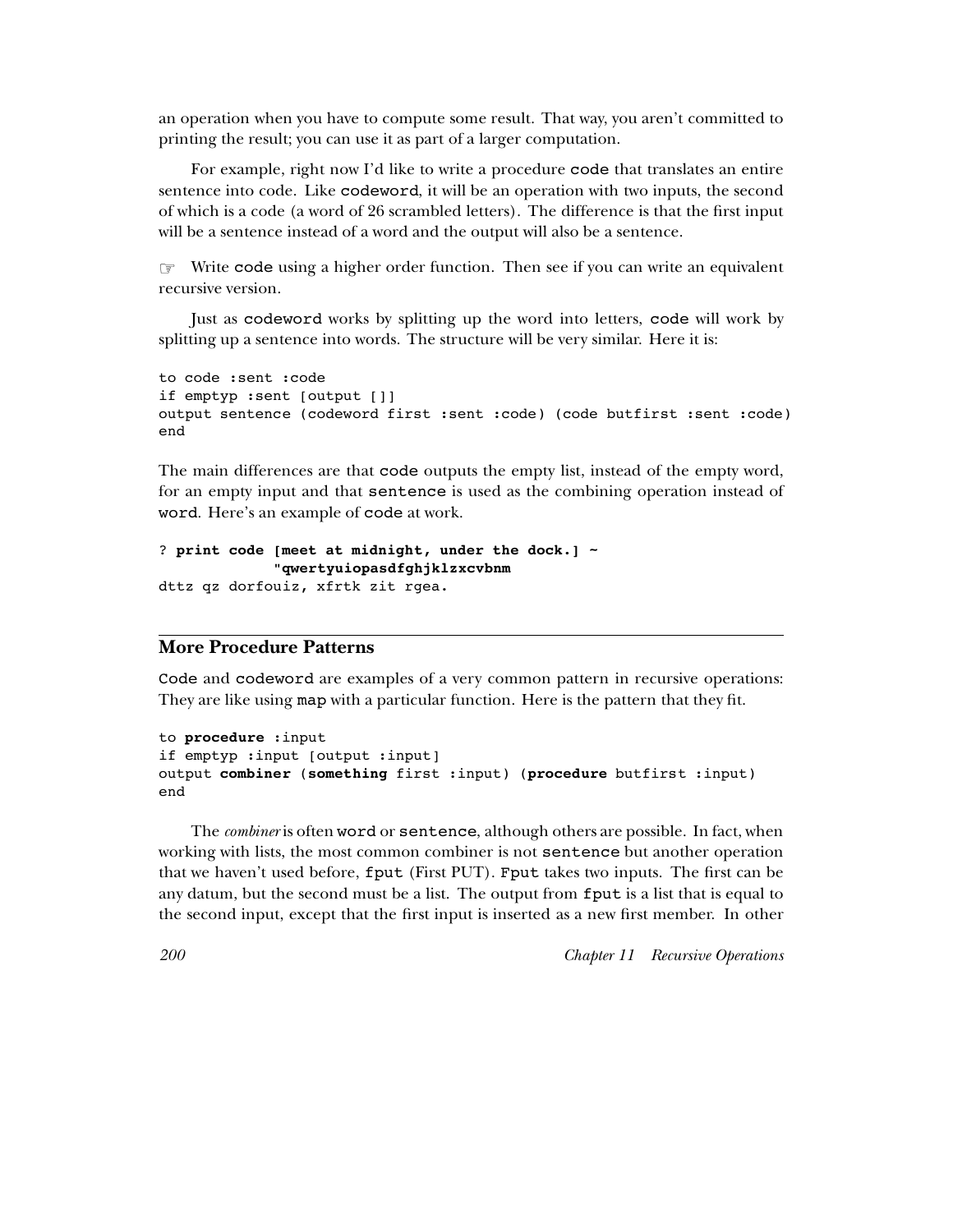an operation when you have to compute some result. That way, you aren't committed to printing the result; you can use it as part of a larger computation.

For example, right now I'd like to write a procedure `code` that translates an entire sentence into code. Like `codeword`, it will be an operation with two inputs, the second of which is a code (a word of 26 scrambled letters). The difference is that the first input will be a sentence instead of a word and the output will also be a sentence.

☞ Write `code` using a higher order function. Then see if you can write an equivalent recursive version.

Just as `codeword` works by splitting up the word into letters, `code` will work by splitting up a sentence into words. The structure will be very similar. Here it is:

```
to code :sent :code
if emptyp :sent [output []]
output sentence (codeword first :sent :code) (code butfirst :sent :code)
end
```

The main differences are that `code` outputs the empty list, instead of the empty word, for an empty input and that `sentence` is used as the combining operation instead of `word`. Here's an example of `code` at work.

```
? print code [meet at midnight, under the dock.] ~
             "qwertyuiopasdfghjklzxcvbnm
dttz qz dorfouiz, xfrtk zit rgea.
```

## More Procedure Patterns

`Code` and `codeword` are examples of a very common pattern in recursive operations: They are like using `map` with a particular function. Here is the pattern that they fit.

```
to procedure :input
if emptyp :input [output :input]
output combiner (something first :input) (procedure butfirst :input)
end
```

The *combiner* is often `word` or `sentence`, although others are possible. In fact, when working with lists, the most common combiner is not `sentence` but another operation that we haven't used before, `fput` (First PUT). `Fput` takes two inputs. The first can be any datum, but the second must be a list. The output from `fput` is a list that is equal to the second input, except that the first input is inserted as a new first member. In other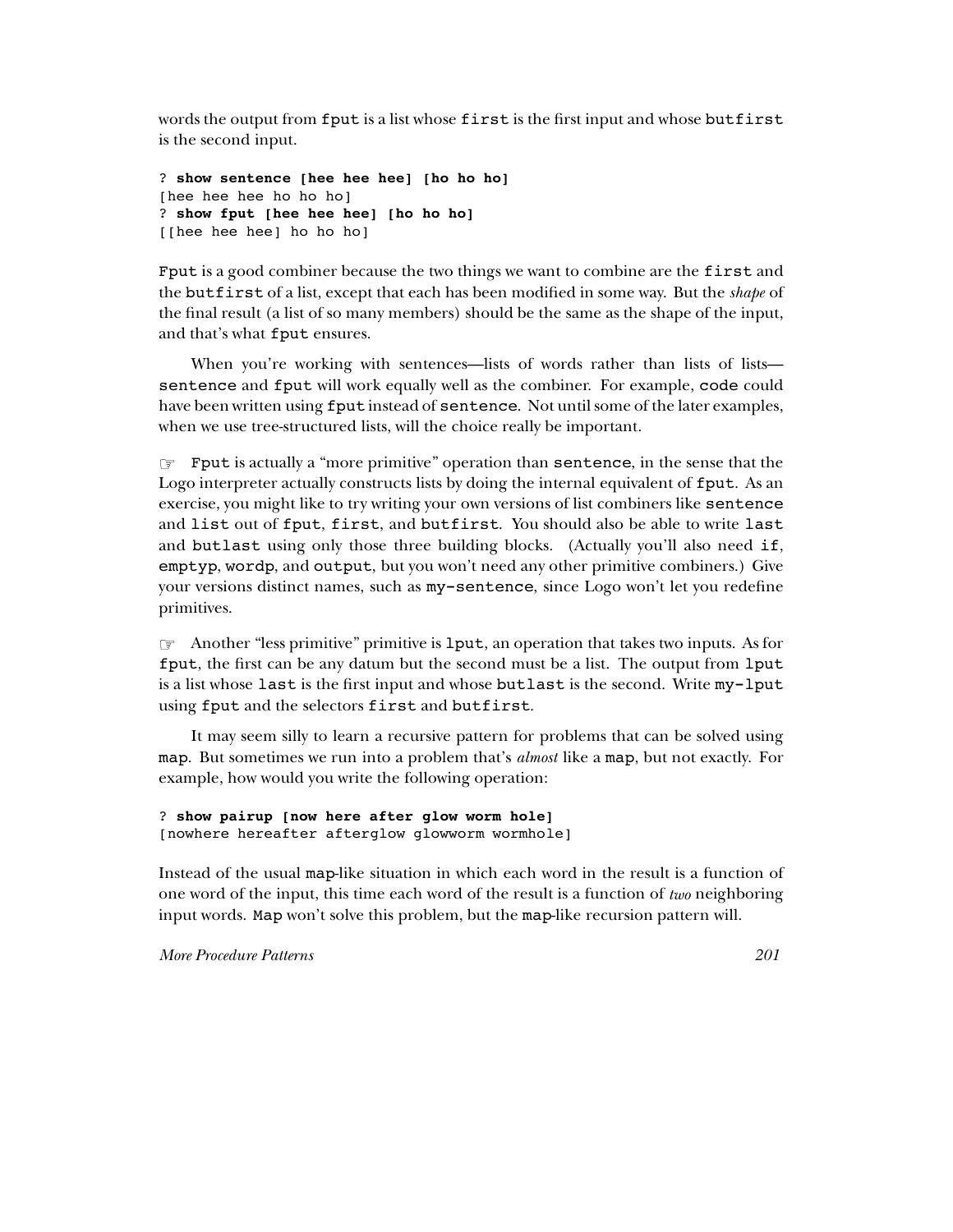words the output from `fput` is a list whose `first` is the first input and whose `butfirst` is the second input.

```
? show sentence [hee hee hee] [ho ho ho]
[hee hee hee ho ho ho]
? show fput [hee hee hee] [ho ho ho]
[[hee hee hee] ho ho ho]
```

`Fput` is a good combiner because the two things we want to combine are the `first` and the `butfirst` of a list, except that each has been modified in some way. But the *shape* of the final result (a list of so many members) should be the same as the shape of the input, and that's what `fput` ensures.

When you're working with sentences—lists of words rather than lists of lists—`sentence` and `fput` will work equally well as the combiner. For example, `code` could have been written using `fput` instead of `sentence`. Not until some of the later examples, when we use tree-structured lists, will the choice really be important.

☞ `Fput` is actually a "more primitive" operation than `sentence`, in the sense that the Logo interpreter actually constructs lists by doing the internal equivalent of `fput`. As an exercise, you might like to try writing your own versions of list combiners like `sentence` and `list` out of `fput`, `first`, and `butfirst`. You should also be able to write `last` and `butlast` using only those three building blocks. (Actually you'll also need `if`, `emptyp`, `wordp`, and `output`, but you won't need any other primitive combiners.) Give your versions distinct names, such as `my-sentence`, since Logo won't let you redefine primitives.

☞ Another "less primitive" primitive is `lput`, an operation that takes two inputs. As for `fput`, the first can be any datum but the second must be a list. The output from `lput` is a list whose `last` is the first input and whose `butlast` is the second. Write `my-lput` using `fput` and the selectors `first` and `butfirst`.

It may seem silly to learn a recursive pattern for problems that can be solved using `map`. But sometimes we run into a problem that's *almost* like a `map`, but not exactly. For example, how would you write the following operation:

```
? show pairup [now here after glow worm hole]
[nowhere hereafter afterglow glowworm wormhole]
```

Instead of the usual `map`-like situation in which each word in the result is a function of one word of the input, this time each word of the result is a function of *two* neighboring input words. `Map` won't solve this problem, but the `map`-like recursion pattern will.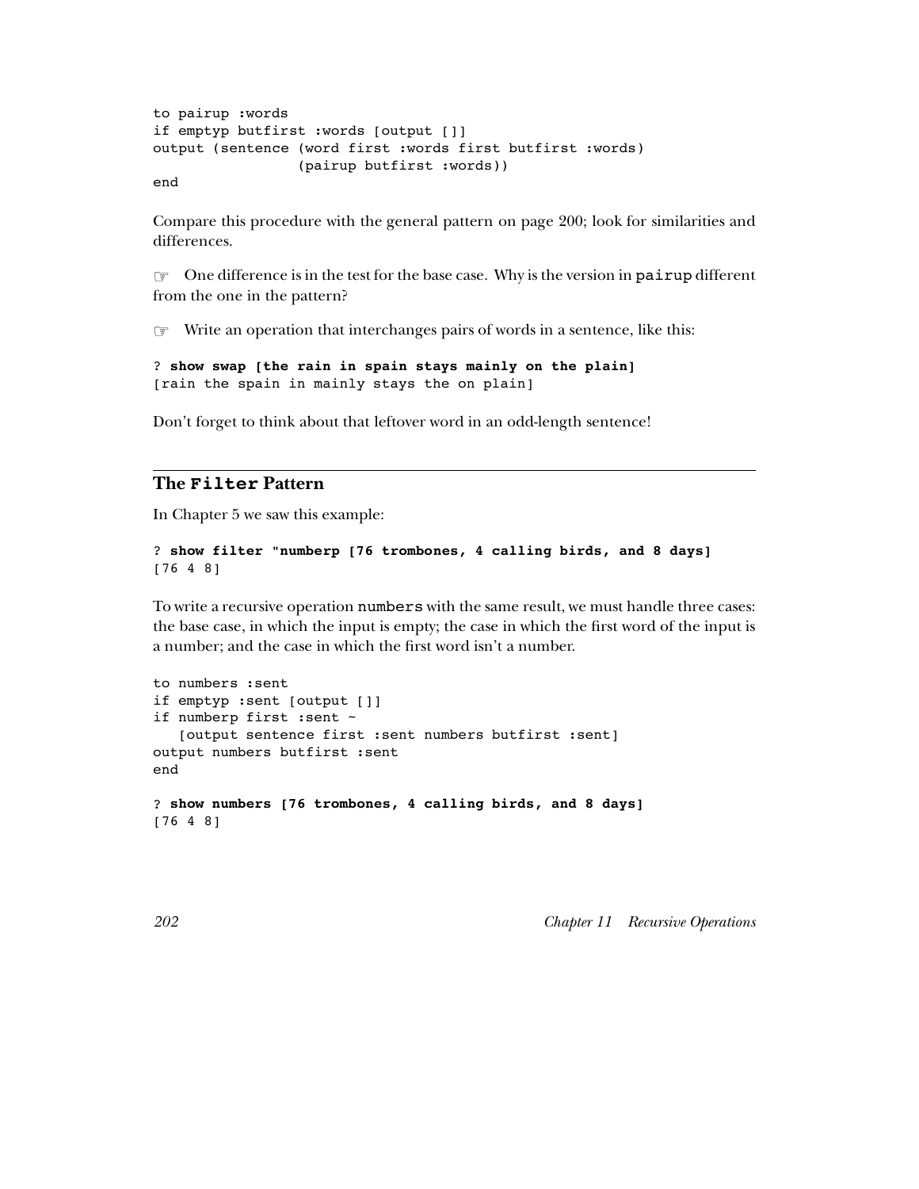```
to pairup :words
if emptyp butfirst :words [output []]
output (sentence (word first :words first butfirst :words)
                 (pairup butfirst :words))
end
```

Compare this procedure with the general pattern on page 200; look for similarities and differences.

☞ One difference is in the test for the base case. Why is the version in `pairup` different from the one in the pattern?

☞ Write an operation that interchanges pairs of words in a sentence, like this:

```
? show swap [the rain in spain stays mainly on the plain]
[rain the spain in mainly stays the on plain]
```

Don't forget to think about that leftover word in an odd-length sentence!

## The `Filter` Pattern

In Chapter 5 we saw this example:

```
? show filter "numberp [76 trombones, 4 calling birds, and 8 days]
[76 4 8]
```

To write a recursive operation `numbers` with the same result, we must handle three cases: the base case, in which the input is empty; the case in which the first word of the input is a number; and the case in which the first word isn't a number.

```
to numbers :sent
if emptyp :sent [output []]
if numberp first :sent ~
   [output sentence first :sent numbers butfirst :sent]
output numbers butfirst :sent
end

? show numbers [76 trombones, 4 calling birds, and 8 days]
[76 4 8]
```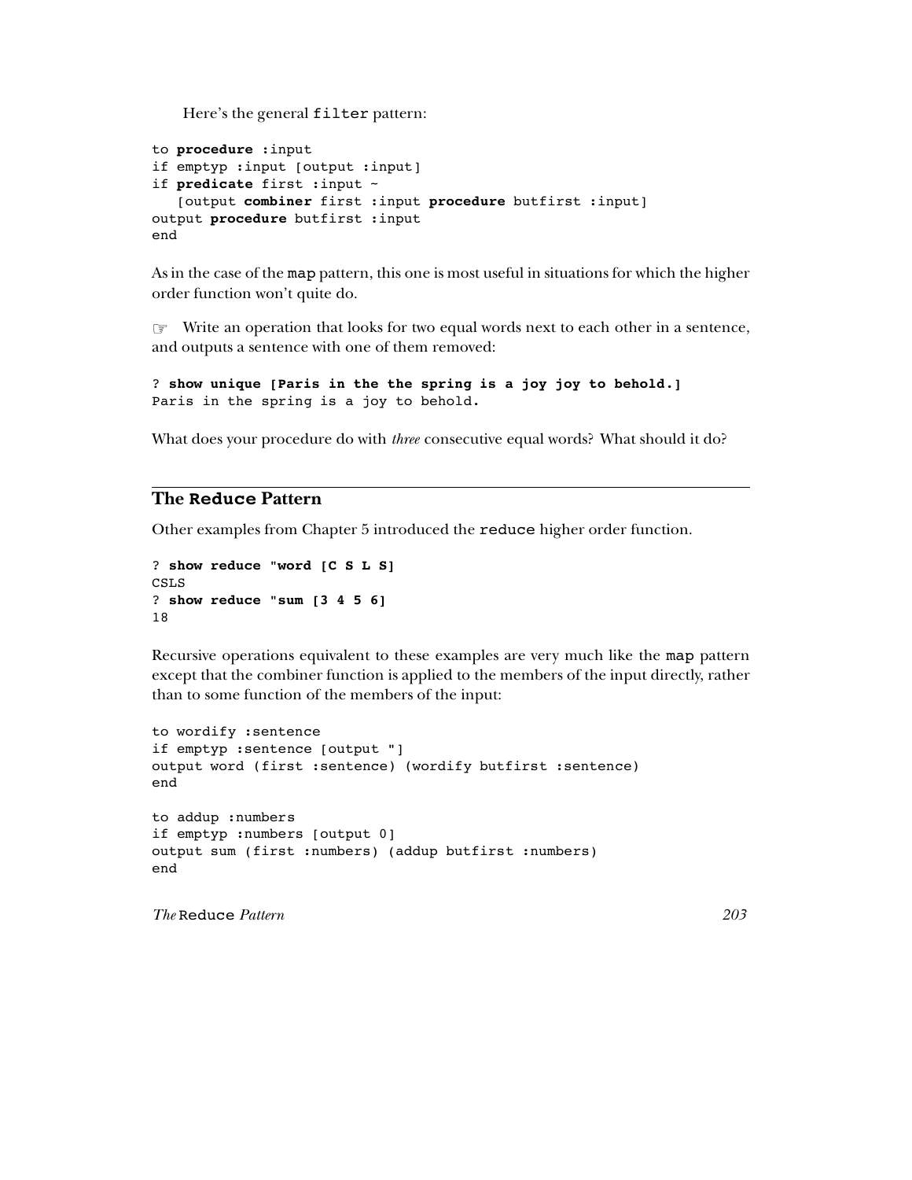Here's the general `filter` pattern:

```
to procedure :input
if emptyp :input [output :input]
if predicate first :input ~
   [output combiner first :input procedure butfirst :input]
output procedure butfirst :input
end
```

As in the case of the `map` pattern, this one is most useful in situations for which the higher order function won't quite do.

☞ Write an operation that looks for two equal words next to each other in a sentence, and outputs a sentence with one of them removed:

```
? show unique [Paris in the the spring is a joy joy to behold.]
Paris in the spring is a joy to behold.
```

What does your procedure do with *three* consecutive equal words? What should it do?

## The Reduce Pattern

Other examples from Chapter 5 introduced the `reduce` higher order function.

```
? show reduce "word [C S L S]
CSLS
? show reduce "sum [3 4 5 6]
18
```

Recursive operations equivalent to these examples are very much like the `map` pattern except that the combiner function is applied to the members of the input directly, rather than to some function of the members of the input:

```
to wordify :sentence
if emptyp :sentence [output "]
output word (first :sentence) (wordify butfirst :sentence)
end

to addup :numbers
if emptyp :numbers [output 0]
output sum (first :numbers) (addup butfirst :numbers)
end
```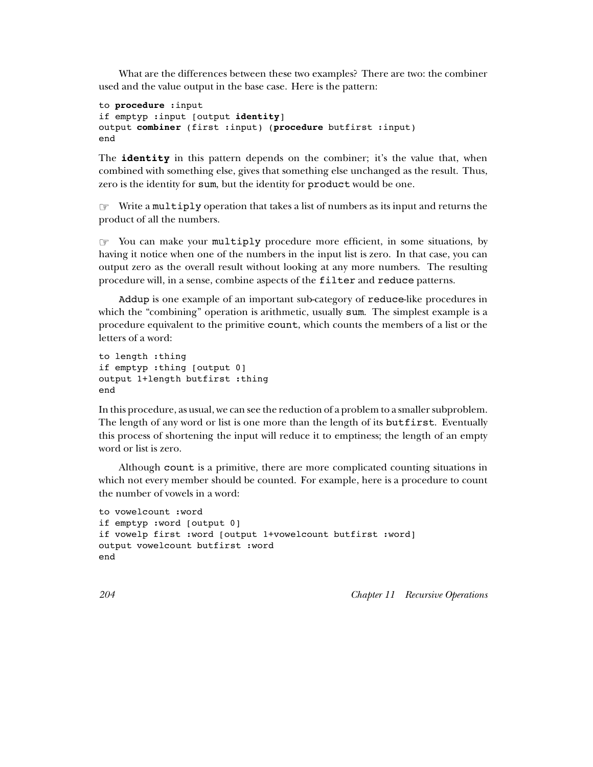What are the differences between these two examples? There are two: the combiner used and the value output in the base case. Here is the pattern:

```
to procedure :input
if emptyp :input [output identity]
output combiner (first :input) (procedure butfirst :input)
end
```

The **identity** in this pattern depends on the combiner; it's the value that, when combined with something else, gives that something else unchanged as the result. Thus, zero is the identity for `sum`, but the identity for `product` would be one.

☞ Write a `multiply` operation that takes a list of numbers as its input and returns the product of all the numbers.

☞ You can make your `multiply` procedure more efficient, in some situations, by having it notice when one of the numbers in the input list is zero. In that case, you can output zero as the overall result without looking at any more numbers. The resulting procedure will, in a sense, combine aspects of the `filter` and `reduce` patterns.

`Addup` is one example of an important sub-category of `reduce`-like procedures in which the "combining" operation is arithmetic, usually `sum`. The simplest example is a procedure equivalent to the primitive `count`, which counts the members of a list or the letters of a word:

```
to length :thing
if emptyp :thing [output 0]
output 1+length butfirst :thing
end
```

In this procedure, as usual, we can see the reduction of a problem to a smaller subproblem. The length of any word or list is one more than the length of its `butfirst`. Eventually this process of shortening the input will reduce it to emptiness; the length of an empty word or list is zero.

Although `count` is a primitive, there are more complicated counting situations in which not every member should be counted. For example, here is a procedure to count the number of vowels in a word:

```
to vowelcount :word
if emptyp :word [output 0]
if vowelp first :word [output 1+vowelcount butfirst :word]
output vowelcount butfirst :word
end
```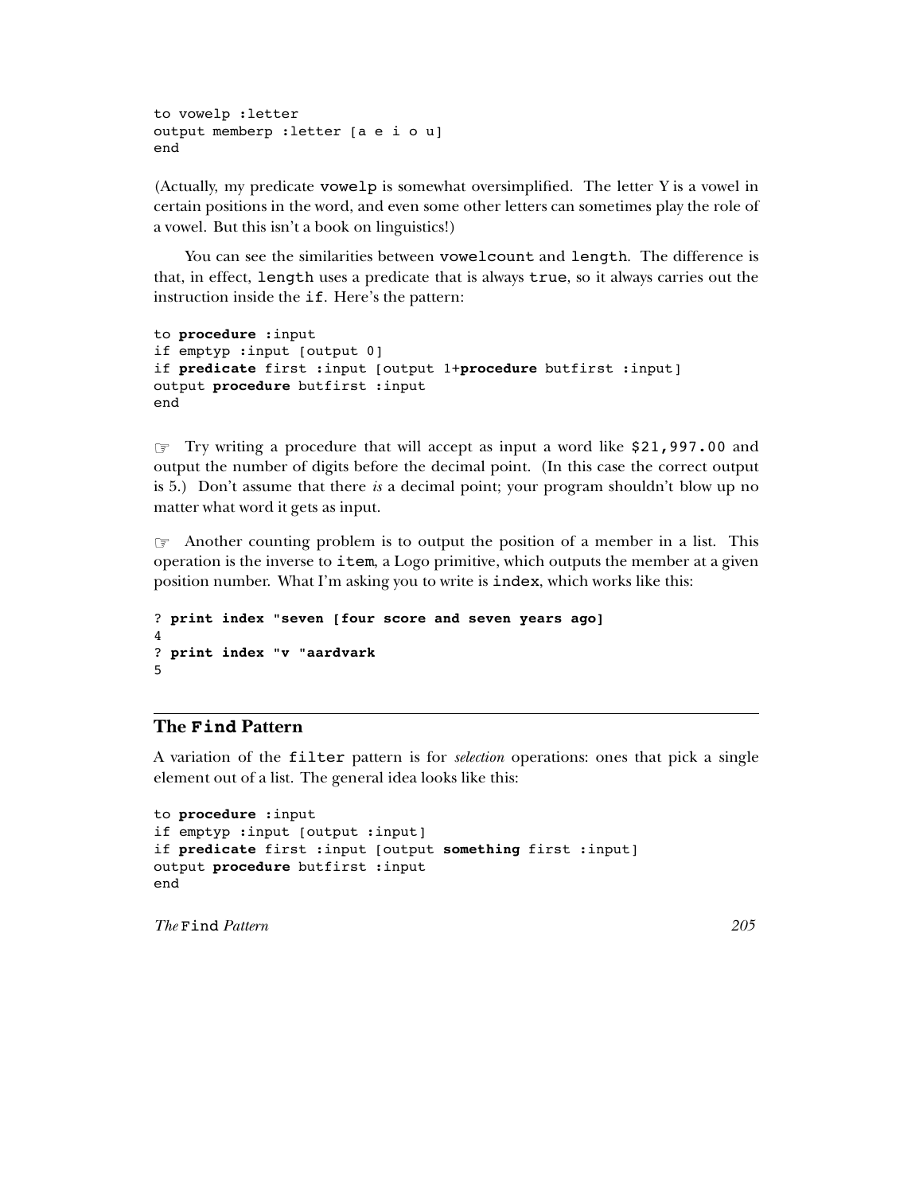```
to vowelp :letter
output memberp :letter [a e i o u]
end
```

(Actually, my predicate `vowelp` is somewhat oversimplified. The letter Y is a vowel in certain positions in the word, and even some other letters can sometimes play the role of a vowel. But this isn't a book on linguistics!)

You can see the similarities between `vowelcount` and `length`. The difference is that, in effect, `length` uses a predicate that is always `true`, so it always carries out the instruction inside the `if`. Here's the pattern:

```
to procedure :input
if emptyp :input [output 0]
if predicate first :input [output 1+procedure butfirst :input]
output procedure butfirst :input
end
```

☞ Try writing a procedure that will accept as input a word like `$21,997.00` and output the number of digits before the decimal point. (In this case the correct output is 5.) Don't assume that there *is* a decimal point; your program shouldn't blow up no matter what word it gets as input.

☞ Another counting problem is to output the position of a member in a list. This operation is the inverse to `item`, a Logo primitive, which outputs the member at a given position number. What I'm asking you to write is `index`, which works like this:

```
? print index "seven [four score and seven years ago]
4
? print index "v "aardvark
5
```

## The `Find` Pattern

A variation of the `filter` pattern is for *selection* operations: ones that pick a single element out of a list. The general idea looks like this:

```
to procedure :input
if emptyp :input [output :input]
if predicate first :input [output something first :input]
output procedure butfirst :input
end
```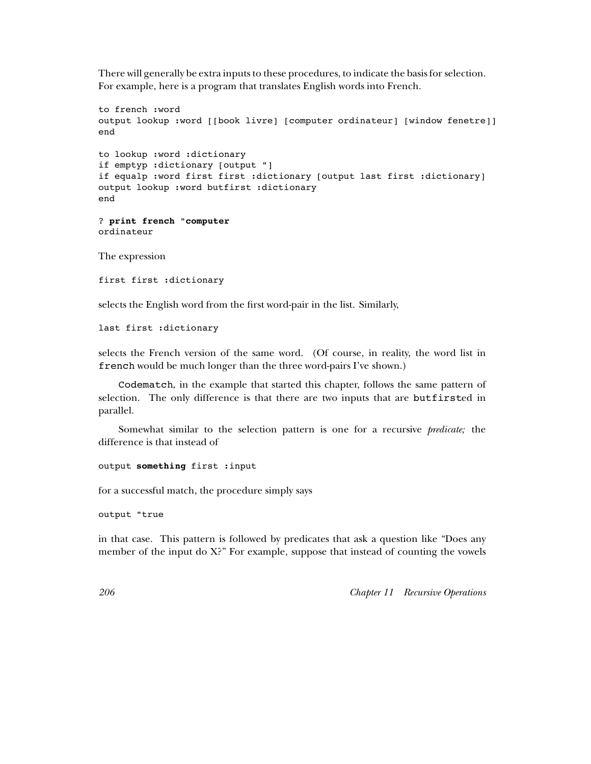There will generally be extra inputs to these procedures, to indicate the basis for selection. For example, here is a program that translates English words into French.

```
to french :word
output lookup :word [[book livre] [computer ordinateur] [window fenetre]]
end

to lookup :word :dictionary
if emptyp :dictionary [output "]
if equalp :word first first :dictionary [output last first :dictionary]
output lookup :word butfirst :dictionary
end

? print french "computer
ordinateur
```

The expression

```
first first :dictionary
```

selects the English word from the first word-pair in the list. Similarly,

```
last first :dictionary
```

selects the French version of the same word. (Of course, in reality, the word list in `french` would be much longer than the three word-pairs I've shown.)

`Codematch`, in the example that started this chapter, follows the same pattern of selection. The only difference is that there are two inputs that are `butfirst`ed in parallel.

Somewhat similar to the selection pattern is one for a recursive *predicate;* the difference is that instead of

```
output something first :input
```

for a successful match, the procedure simply says

```
output "true
```

in that case. This pattern is followed by predicates that ask a question like "Does any member of the input do X?" For example, suppose that instead of counting the vowels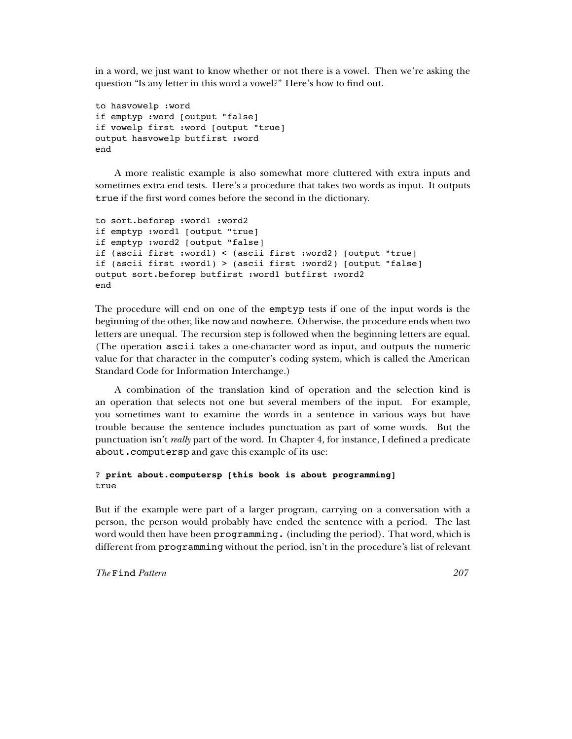in a word, we just want to know whether or not there is a vowel. Then we're asking the question "Is any letter in this word a vowel?" Here's how to find out.

```
to hasvowelp :word
if emptyp :word [output "false]
if vowelp first :word [output "true]
output hasvowelp butfirst :word
end
```

A more realistic example is also somewhat more cluttered with extra inputs and sometimes extra end tests. Here's a procedure that takes two words as input. It outputs `true` if the first word comes before the second in the dictionary.

```
to sort.beforep :word1 :word2
if emptyp :word1 [output "true]
if emptyp :word2 [output "false]
if (ascii first :word1) < (ascii first :word2) [output "true]
if (ascii first :word1) > (ascii first :word2) [output "false]
output sort.beforep butfirst :word1 butfirst :word2
end
```

The procedure will end on one of the `emptyp` tests if one of the input words is the beginning of the other, like `now` and `nowhere`. Otherwise, the procedure ends when two letters are unequal. The recursion step is followed when the beginning letters are equal. (The operation `ascii` takes a one-character word as input, and outputs the numeric value for that character in the computer's coding system, which is called the American Standard Code for Information Interchange.)

A combination of the translation kind of operation and the selection kind is an operation that selects not one but several members of the input. For example, you sometimes want to examine the words in a sentence in various ways but have trouble because the sentence includes punctuation as part of some words. But the punctuation isn't *really* part of the word. In Chapter 4, for instance, I defined a predicate `about.computersp` and gave this example of its use:

```
? print about.computersp [this book is about programming]
true
```

But if the example were part of a larger program, carrying on a conversation with a person, the person would probably have ended the sentence with a period. The last word would then have been `programming.` (including the period). That word, which is different from `programming` without the period, isn't in the procedure's list of relevant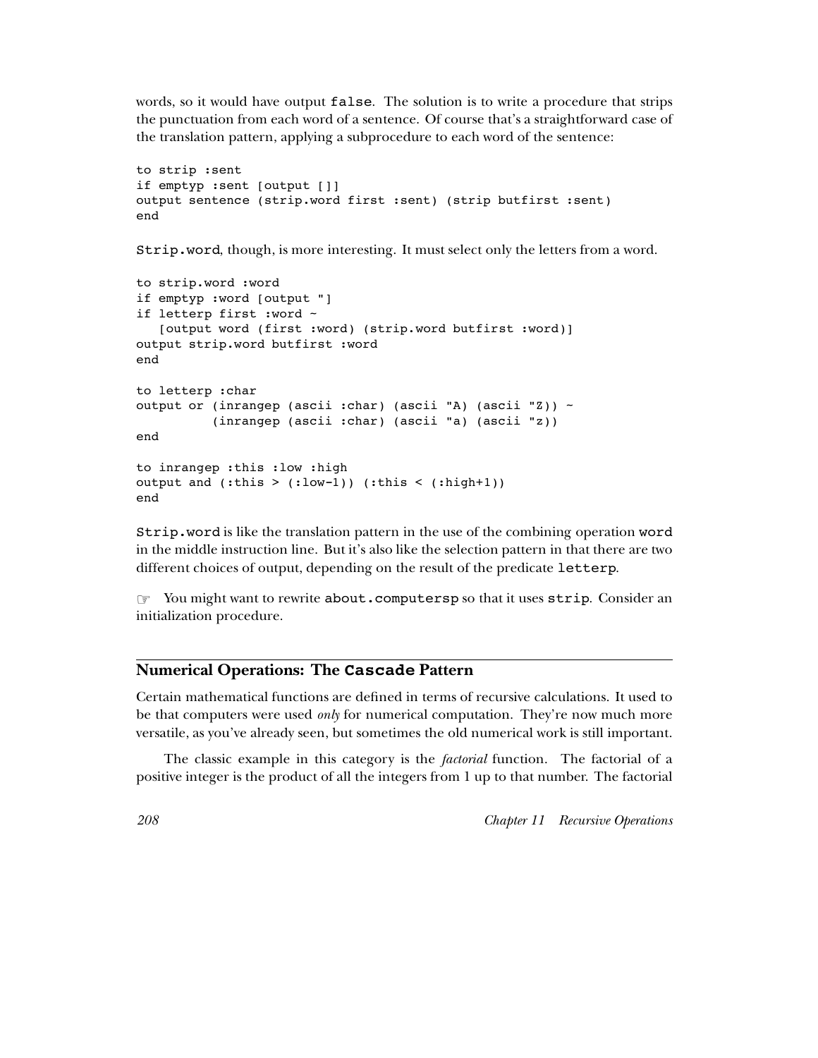words, so it would have output `false`. The solution is to write a procedure that strips the punctuation from each word of a sentence. Of course that's a straightforward case of the translation pattern, applying a subprocedure to each word of the sentence:

```
to strip :sent
if emptyp :sent [output []]
output sentence (strip.word first :sent) (strip butfirst :sent)
end
```

`Strip.word`, though, is more interesting. It must select only the letters from a word.

```
to strip.word :word
if emptyp :word [output "]
if letterp first :word ~
   [output word (first :word) (strip.word butfirst :word)]
output strip.word butfirst :word
end

to letterp :char
output or (inrangep (ascii :char) (ascii "A) (ascii "Z)) ~
          (inrangep (ascii :char) (ascii "a) (ascii "z))
end

to inrangep :this :low :high
output and (:this > (:low-1)) (:this < (:high+1))
end
```

`Strip.word` is like the translation pattern in the use of the combining operation `word` in the middle instruction line. But it's also like the selection pattern in that there are two different choices of output, depending on the result of the predicate `letterp`.

☞ You might want to rewrite `about.computersp` so that it uses `strip`. Consider an initialization procedure.

## Numerical Operations: The `Cascade` Pattern

Certain mathematical functions are defined in terms of recursive calculations. It used to be that computers were used *only* for numerical computation. They're now much more versatile, as you've already seen, but sometimes the old numerical work is still important.

The classic example in this category is the *factorial* function. The factorial of a positive integer is the product of all the integers from 1 up to that number. The factorial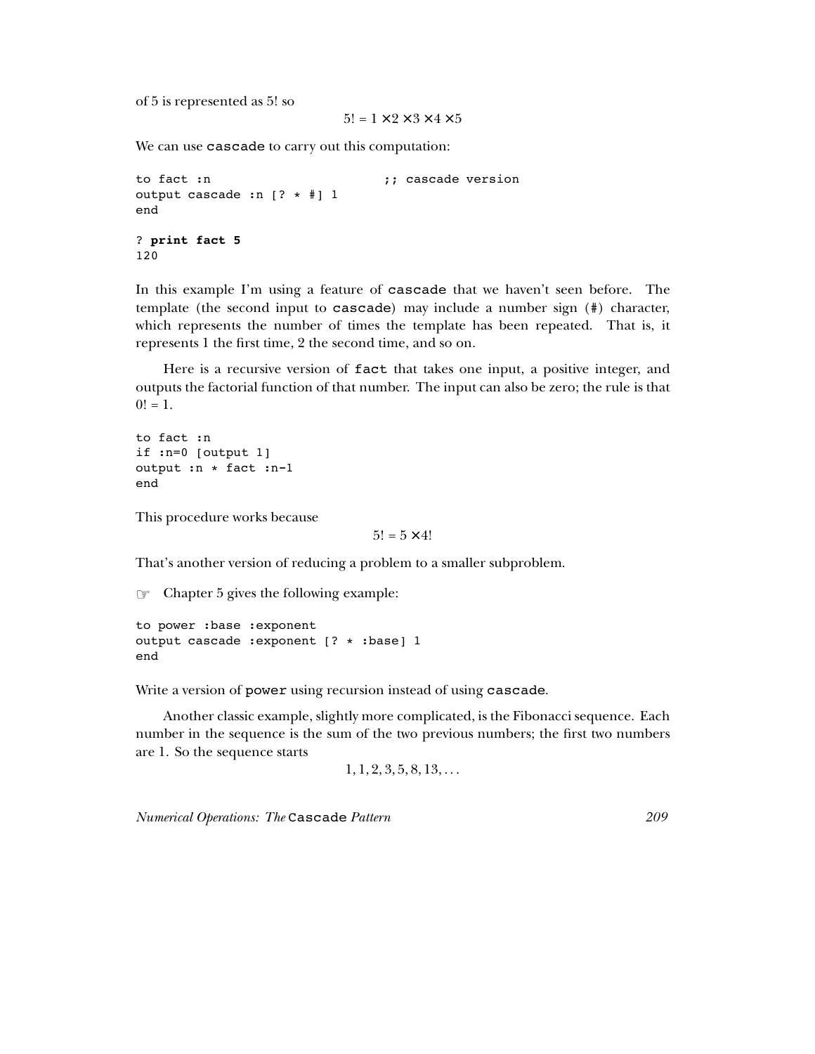of 5 is represented as 5! so

$$5! = 1 \times 2 \times 3 \times 4 \times 5$$

We can use `cascade` to carry out this computation:

```
to fact :n                          ;; cascade version
output cascade :n [? * #] 1
end

? print fact 5
120
```

In this example I'm using a feature of `cascade` that we haven't seen before. The template (the second input to `cascade`) may include a number sign (`#`) character, which represents the number of times the template has been repeated. That is, it represents 1 the first time, 2 the second time, and so on.

Here is a recursive version of `fact` that takes one input, a positive integer, and outputs the factorial function of that number. The input can also be zero; the rule is that $0! = 1$.

```
to fact :n
if :n=0 [output 1]
output :n * fact :n-1
end
```

This procedure works because

$$5! = 5 \times 4!$$

That's another version of reducing a problem to a smaller subproblem.

☞ Chapter 5 gives the following example:

```
to power :base :exponent
output cascade :exponent [? * :base] 1
end
```

Write a version of `power` using recursion instead of using `cascade`.

Another classic example, slightly more complicated, is the Fibonacci sequence. Each number in the sequence is the sum of the two previous numbers; the first two numbers are 1. So the sequence starts

$$1, 1, 2, 3, 5, 8, 13, \ldots$$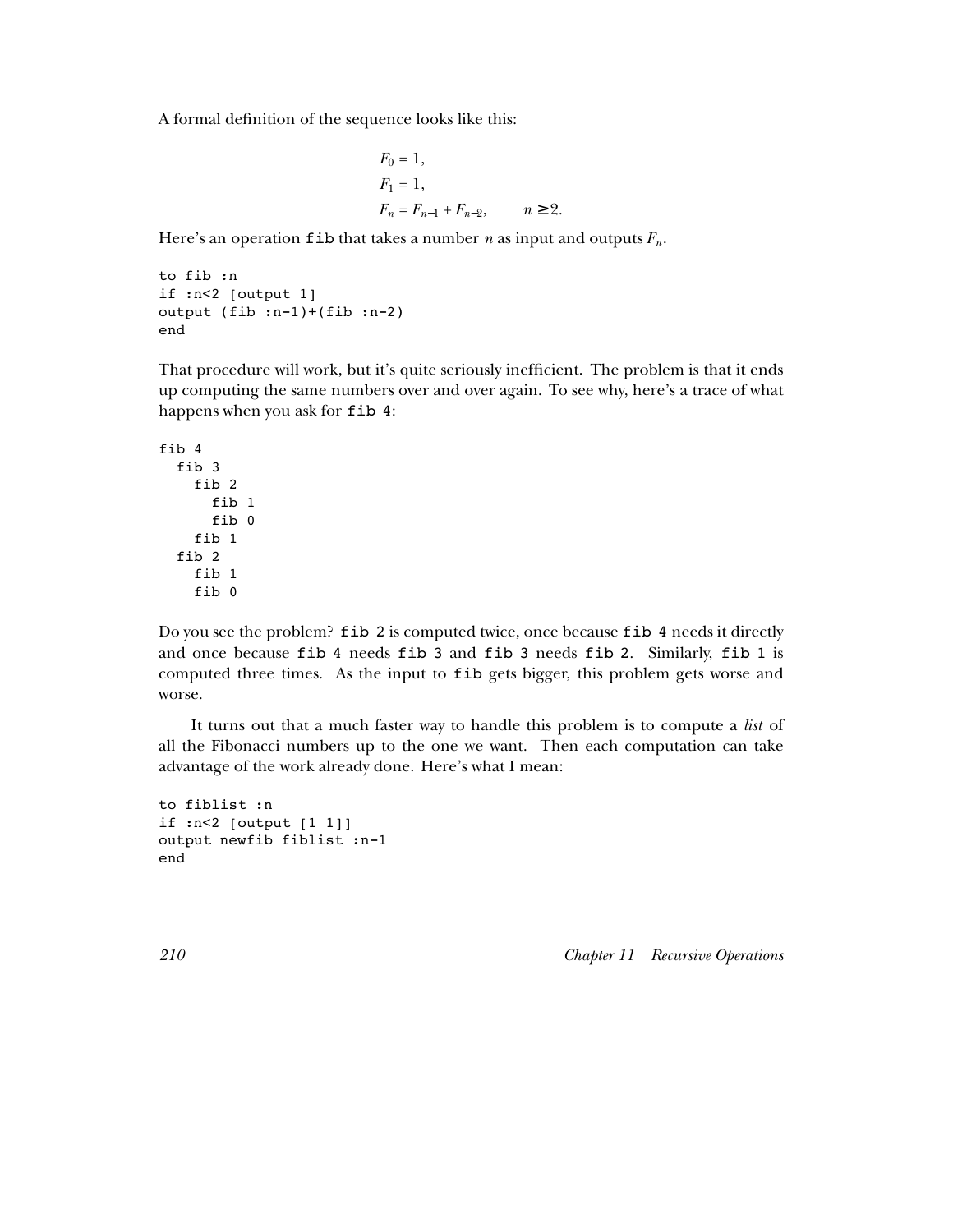A formal definition of the sequence looks like this:

$$
\begin{aligned}
F_0 &= 1, \\
F_1 &= 1, \\
F_n &= F_{n-1} + F_{n-2}, \qquad n \geq 2.
\end{aligned}
$$

Here's an operation `fib` that takes a number $n$ as input and outputs $F_n$.

```
to fib :n
if :n<2 [output 1]
output (fib :n-1)+(fib :n-2)
end
```

That procedure will work, but it's quite seriously inefficient. The problem is that it ends up computing the same numbers over and over again. To see why, here's a trace of what happens when you ask for `fib 4`:

```
fib 4
  fib 3
    fib 2
      fib 1
      fib 0
    fib 1
  fib 2
    fib 1
    fib 0
```

Do you see the problem? `fib 2` is computed twice, once because `fib 4` needs it directly and once because `fib 4` needs `fib 3` and `fib 3` needs `fib 2`. Similarly, `fib 1` is computed three times. As the input to `fib` gets bigger, this problem gets worse and worse.

It turns out that a much faster way to handle this problem is to compute a *list* of all the Fibonacci numbers up to the one we want. Then each computation can take advantage of the work already done. Here's what I mean:

```
to fiblist :n
if :n<2 [output [1 1]]
output newfib fiblist :n-1
end
```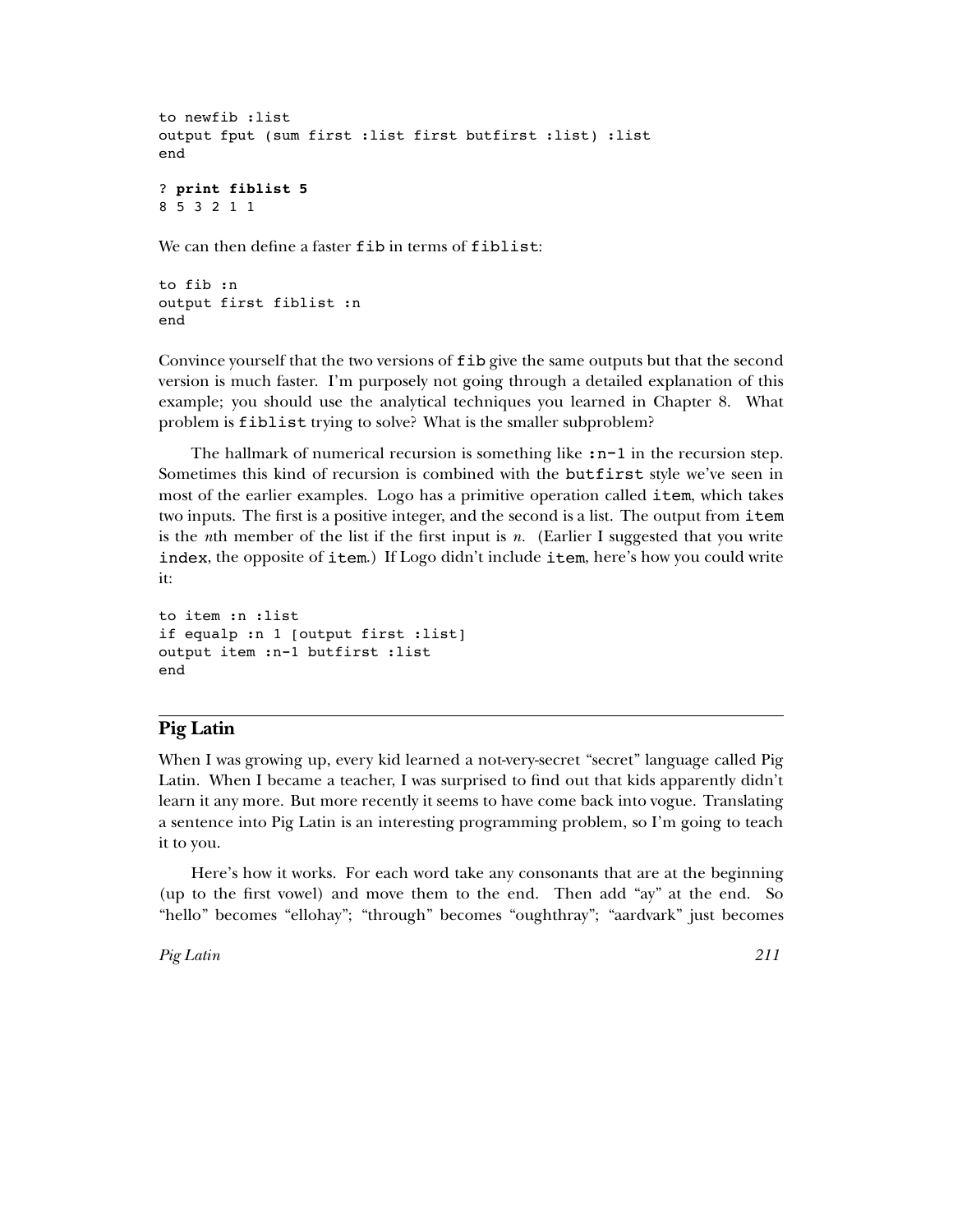```
to newfib :list
output fput (sum first :list first butfirst :list) :list
end
```

```
? print fiblist 5
8 5 3 2 1 1
```

We can then define a faster `fib` in terms of `fiblist`:

```
to fib :n
output first fiblist :n
end
```

Convince yourself that the two versions of `fib` give the same outputs but that the second version is much faster. I'm purposely not going through a detailed explanation of this example; you should use the analytical techniques you learned in Chapter 8. What problem is `fiblist` trying to solve? What is the smaller subproblem?

The hallmark of numerical recursion is something like `:n-1` in the recursion step. Sometimes this kind of recursion is combined with the `butfirst` style we've seen in most of the earlier examples. Logo has a primitive operation called `item`, which takes two inputs. The first is a positive integer, and the second is a list. The output from `item` is the *n*th member of the list if the first input is *n*. (Earlier I suggested that you write `index`, the opposite of `item`.) If Logo didn't include `item`, here's how you could write it:

```
to item :n :list
if equalp :n 1 [output first :list]
output item :n-1 butfirst :list
end
```

## Pig Latin

When I was growing up, every kid learned a not-very-secret "secret" language called Pig Latin. When I became a teacher, I was surprised to find out that kids apparently didn't learn it any more. But more recently it seems to have come back into vogue. Translating a sentence into Pig Latin is an interesting programming problem, so I'm going to teach it to you.

Here's how it works. For each word take any consonants that are at the beginning (up to the first vowel) and move them to the end. Then add "ay" at the end. So "hello" becomes "ellohay"; "through" becomes "oughthray"; "aardvark" just becomes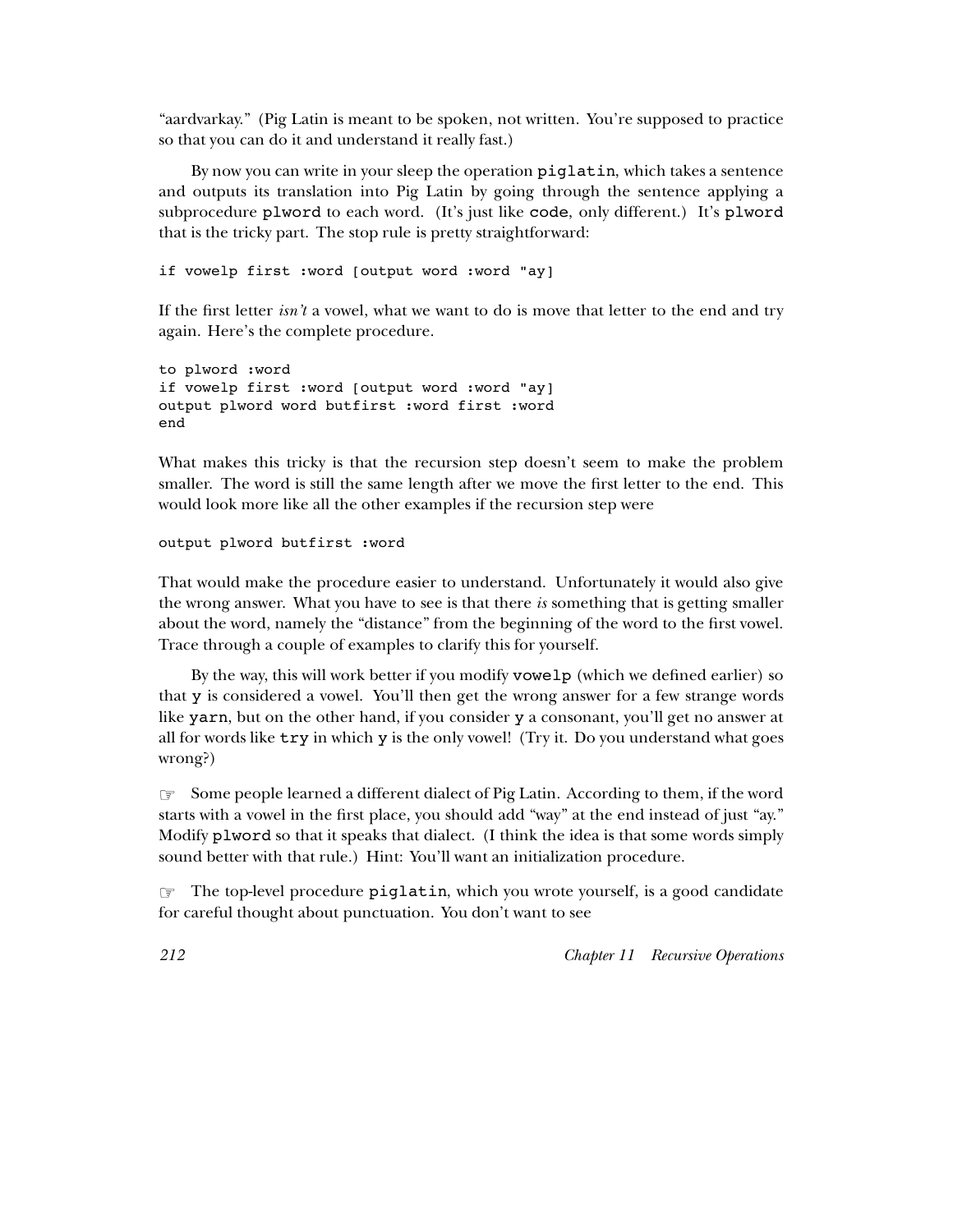"aardvarkay." (Pig Latin is meant to be spoken, not written. You're supposed to practice so that you can do it and understand it really fast.)

By now you can write in your sleep the operation `piglatin`, which takes a sentence and outputs its translation into Pig Latin by going through the sentence applying a subprocedure `plword` to each word. (It's just like `code`, only different.) It's `plword` that is the tricky part. The stop rule is pretty straightforward:

```
if vowelp first :word [output word :word "ay]
```

If the first letter *isn't* a vowel, what we want to do is move that letter to the end and try again. Here's the complete procedure.

```
to plword :word
if vowelp first :word [output word :word "ay]
output plword word butfirst :word first :word
end
```

What makes this tricky is that the recursion step doesn't seem to make the problem smaller. The word is still the same length after we move the first letter to the end. This would look more like all the other examples if the recursion step were

```
output plword butfirst :word
```

That would make the procedure easier to understand. Unfortunately it would also give the wrong answer. What you have to see is that there *is* something that is getting smaller about the word, namely the "distance" from the beginning of the word to the first vowel. Trace through a couple of examples to clarify this for yourself.

By the way, this will work better if you modify `vowelp` (which we defined earlier) so that `y` is considered a vowel. You'll then get the wrong answer for a few strange words like `yarn`, but on the other hand, if you consider `y` a consonant, you'll get no answer at all for words like `try` in which `y` is the only vowel! (Try it. Do you understand what goes wrong?)

☞ Some people learned a different dialect of Pig Latin. According to them, if the word starts with a vowel in the first place, you should add "way" at the end instead of just "ay." Modify `plword` so that it speaks that dialect. (I think the idea is that some words simply sound better with that rule.) Hint: You'll want an initialization procedure.

☞ The top-level procedure `piglatin`, which you wrote yourself, is a good candidate for careful thought about punctuation. You don't want to see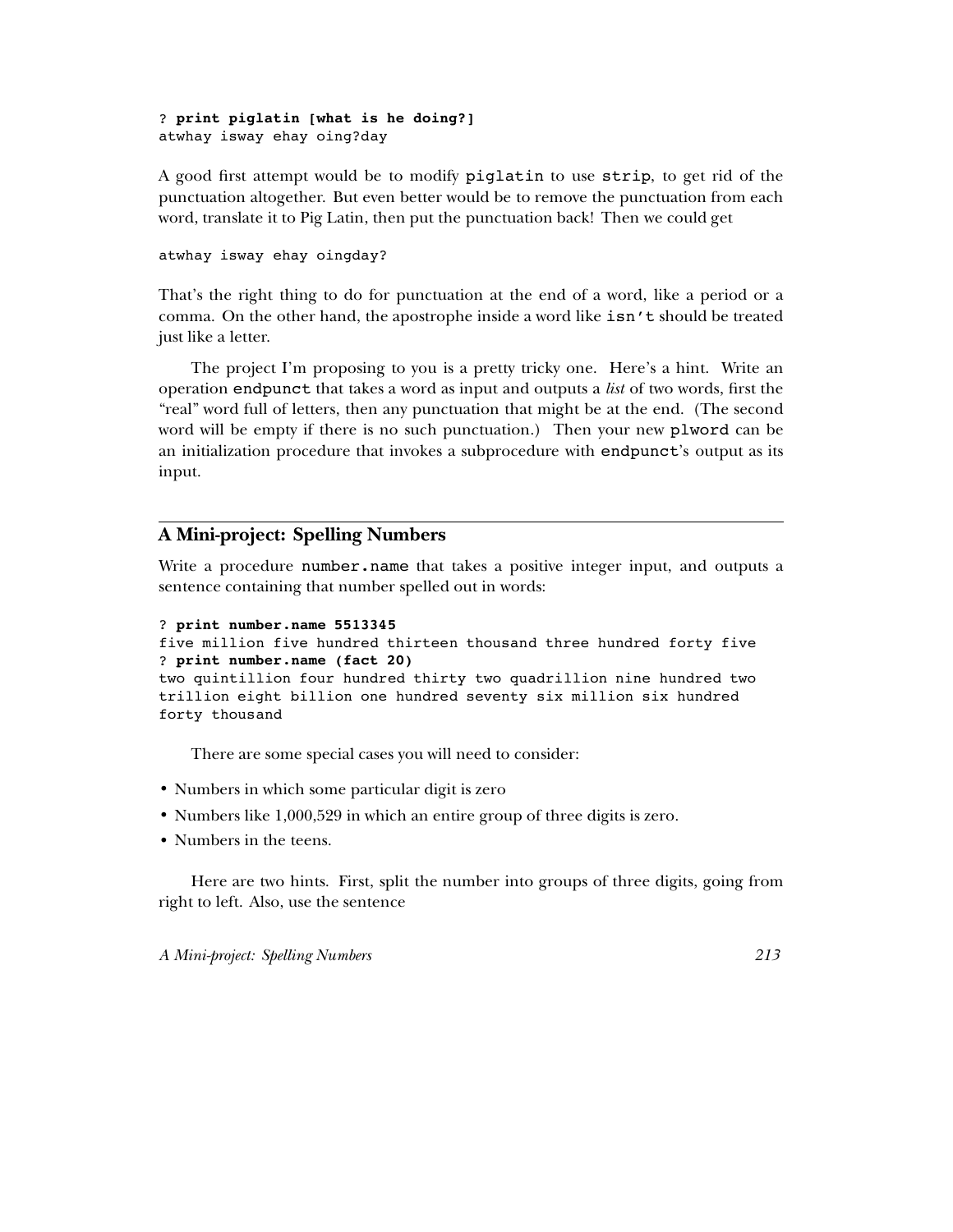```
? print piglatin [what is he doing?]
atwhay isway ehay oing?day
```

A good first attempt would be to modify `piglatin` to use `strip`, to get rid of the punctuation altogether. But even better would be to remove the punctuation from each word, translate it to Pig Latin, then put the punctuation back! Then we could get

```
atwhay isway ehay oingday?
```

That's the right thing to do for punctuation at the end of a word, like a period or a comma. On the other hand, the apostrophe inside a word like `isn't` should be treated just like a letter.

The project I'm proposing to you is a pretty tricky one. Here's a hint. Write an operation `endpunct` that takes a word as input and outputs a *list* of two words, first the "real" word full of letters, then any punctuation that might be at the end. (The second word will be empty if there is no such punctuation.) Then your new `plword` can be an initialization procedure that invokes a subprocedure with `endpunct`'s output as its input.

## A Mini-project: Spelling Numbers

Write a procedure `number.name` that takes a positive integer input, and outputs a sentence containing that number spelled out in words:

```
? print number.name 5513345
five million five hundred thirteen thousand three hundred forty five
? print number.name (fact 20)
two quintillion four hundred thirty two quadrillion nine hundred two
trillion eight billion one hundred seventy six million six hundred
forty thousand
```

There are some special cases you will need to consider:

- Numbers in which some particular digit is zero
- Numbers like 1,000,529 in which an entire group of three digits is zero.
- Numbers in the teens.

Here are two hints. First, split the number into groups of three digits, going from right to left. Also, use the sentence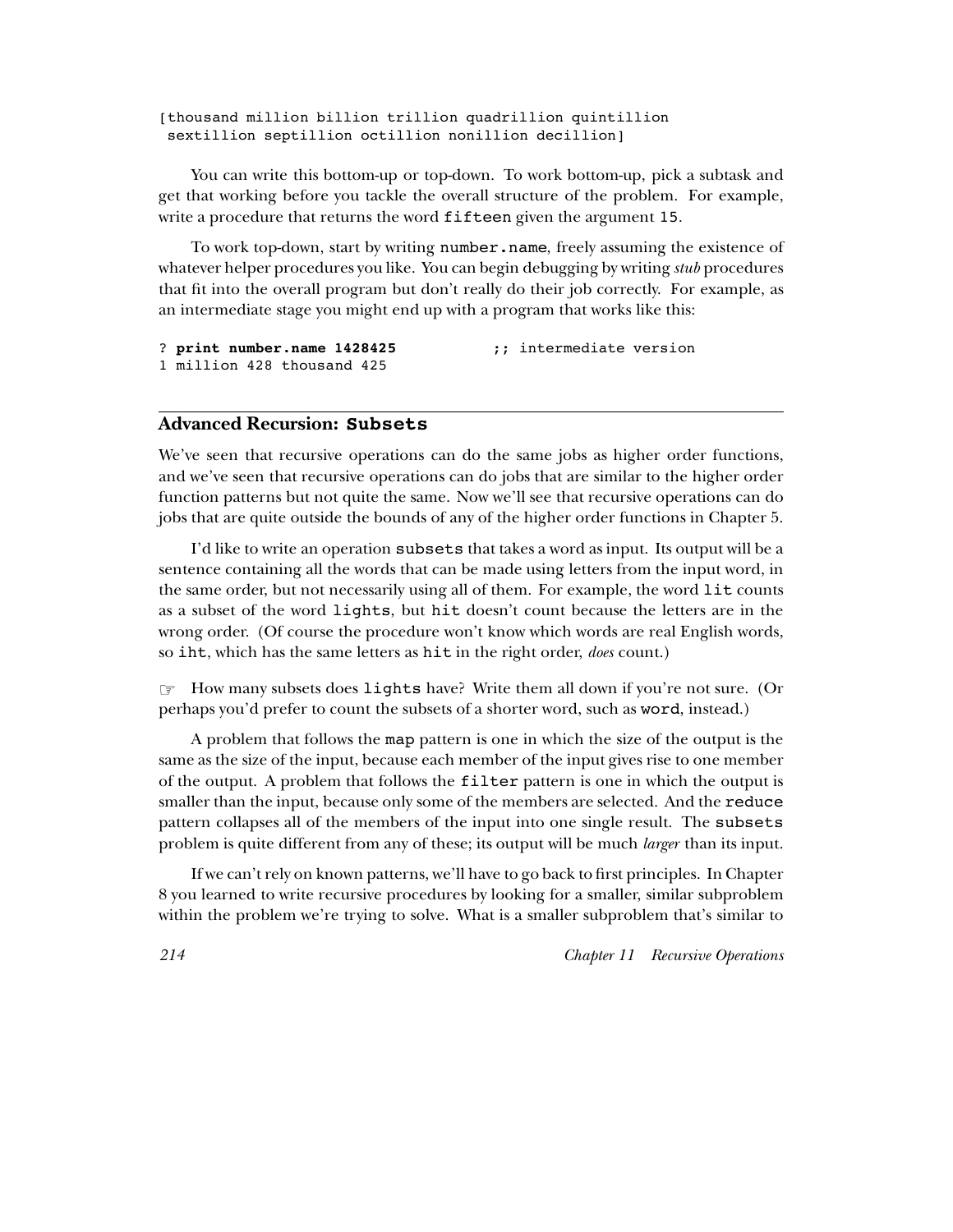```
[thousand million billion trillion quadrillion quintillion
 sextillion septillion octillion nonillion decillion]
```

You can write this bottom-up or top-down. To work bottom-up, pick a subtask and get that working before you tackle the overall structure of the problem. For example, write a procedure that returns the word `fifteen` given the argument `15`.

To work top-down, start by writing `number.name`, freely assuming the existence of whatever helper procedures you like. You can begin debugging by writing *stub* procedures that fit into the overall program but don't really do their job correctly. For example, as an intermediate stage you might end up with a program that works like this:

```
? print number.name 1428425          ;; intermediate version
1 million 428 thousand 425
```

## Advanced Recursion: `Subsets`

We've seen that recursive operations can do the same jobs as higher order functions, and we've seen that recursive operations can do jobs that are similar to the higher order function patterns but not quite the same. Now we'll see that recursive operations can do jobs that are quite outside the bounds of any of the higher order functions in Chapter 5.

I'd like to write an operation `subsets` that takes a word as input. Its output will be a sentence containing all the words that can be made using letters from the input word, in the same order, but not necessarily using all of them. For example, the word `lit` counts as a subset of the word `lights`, but `hit` doesn't count because the letters are in the wrong order. (Of course the procedure won't know which words are real English words, so `iht`, which has the same letters as `hit` in the right order, *does* count.)

☞ How many subsets does `lights` have? Write them all down if you're not sure. (Or perhaps you'd prefer to count the subsets of a shorter word, such as `word`, instead.)

A problem that follows the `map` pattern is one in which the size of the output is the same as the size of the input, because each member of the input gives rise to one member of the output. A problem that follows the `filter` pattern is one in which the output is smaller than the input, because only some of the members are selected. And the `reduce` pattern collapses all of the members of the input into one single result. The `subsets` problem is quite different from any of these; its output will be much *larger* than its input.

If we can't rely on known patterns, we'll have to go back to first principles. In Chapter 8 you learned to write recursive procedures by looking for a smaller, similar subproblem within the problem we're trying to solve. What is a smaller subproblem that's similar to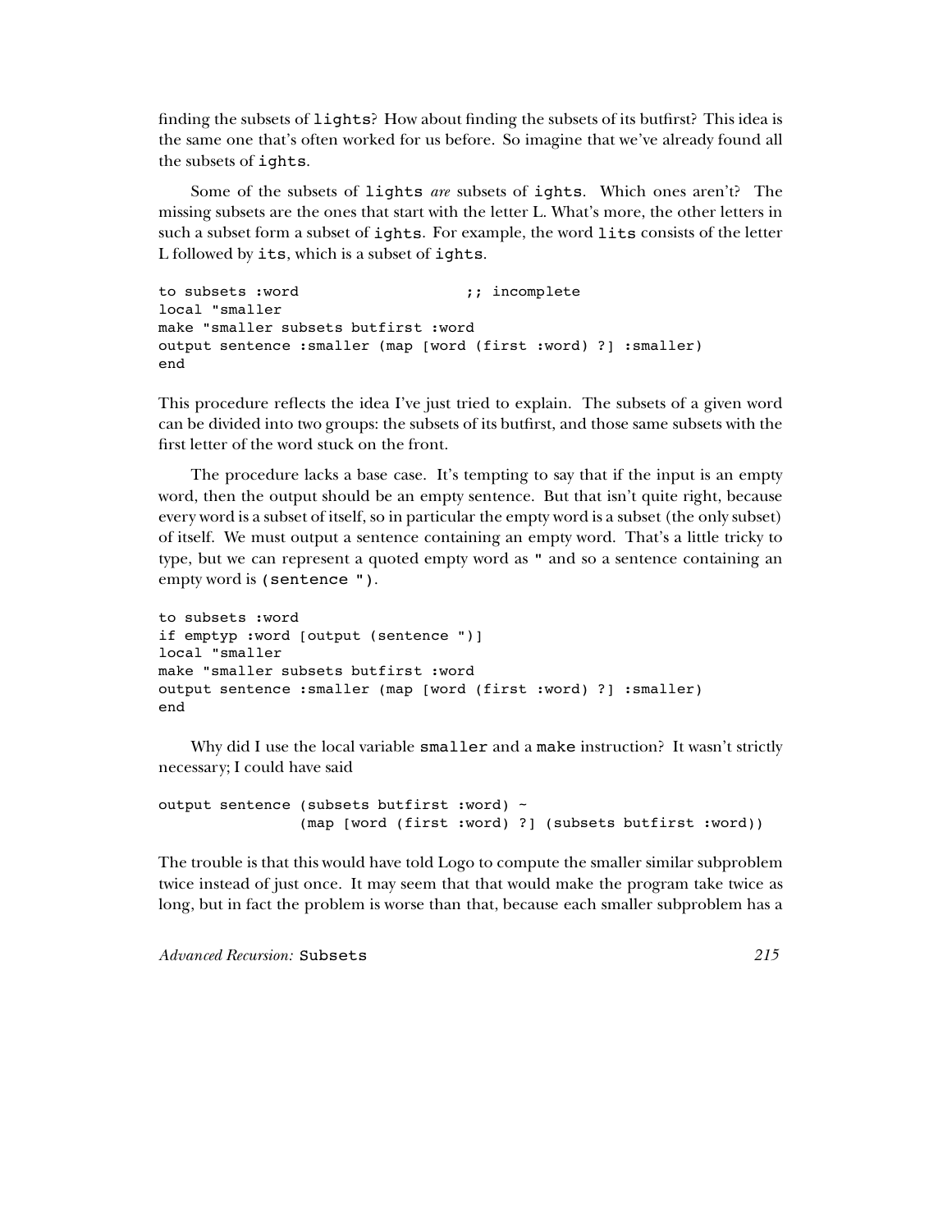finding the subsets of `lights`? How about finding the subsets of its butfirst? This idea is the same one that's often worked for us before. So imagine that we've already found all the subsets of `ights`.

Some of the subsets of `lights` *are* subsets of `ights`. Which ones aren't? The missing subsets are the ones that start with the letter L. What's more, the other letters in such a subset form a subset of `ights`. For example, the word `lits` consists of the letter L followed by `its`, which is a subset of `ights`.

```
to subsets :word                    ;; incomplete
local "smaller
make "smaller subsets butfirst :word
output sentence :smaller (map [word (first :word) ?] :smaller)
end
```

This procedure reflects the idea I've just tried to explain. The subsets of a given word can be divided into two groups: the subsets of its butfirst, and those same subsets with the first letter of the word stuck on the front.

The procedure lacks a base case. It's tempting to say that if the input is an empty word, then the output should be an empty sentence. But that isn't quite right, because every word is a subset of itself, so in particular the empty word is a subset (the only subset) of itself. We must output a sentence containing an empty word. That's a little tricky to type, but we can represent a quoted empty word as `"` and so a sentence containing an empty word is `(sentence ")`.

```
to subsets :word
if emptyp :word [output (sentence ")]
local "smaller
make "smaller subsets butfirst :word
output sentence :smaller (map [word (first :word) ?] :smaller)
end
```

Why did I use the local variable `smaller` and a `make` instruction? It wasn't strictly necessary; I could have said

```
output sentence (subsets butfirst :word) ~
                (map [word (first :word) ?] (subsets butfirst :word))
```

The trouble is that this would have told Logo to compute the smaller similar subproblem twice instead of just once. It may seem that that would make the program take twice as long, but in fact the problem is worse than that, because each smaller subproblem has a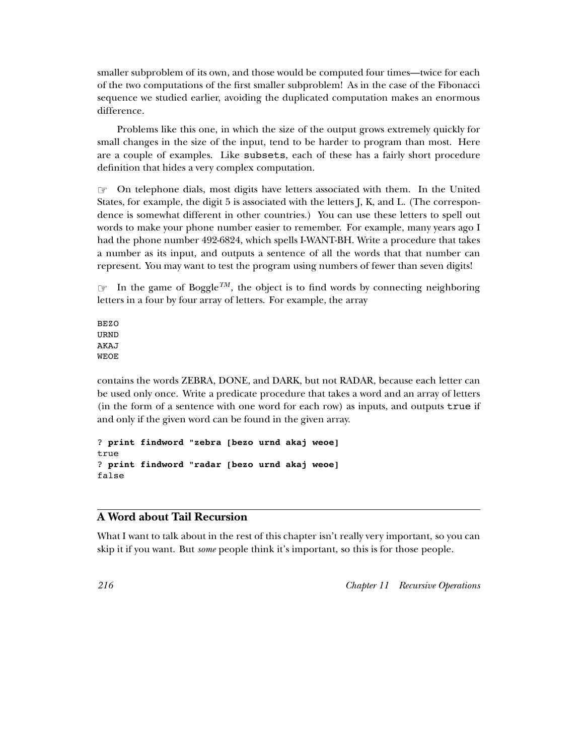smaller subproblem of its own, and those would be computed four times—twice for each of the two computations of the first smaller subproblem! As in the case of the Fibonacci sequence we studied earlier, avoiding the duplicated computation makes an enormous difference.

Problems like this one, in which the size of the output grows extremely quickly for small changes in the size of the input, tend to be harder to program than most. Here are a couple of examples. Like `subsets`, each of these has a fairly short procedure definition that hides a very complex computation.

☞ On telephone dials, most digits have letters associated with them. In the United States, for example, the digit 5 is associated with the letters J, K, and L. (The correspondence is somewhat different in other countries.) You can use these letters to spell out words to make your phone number easier to remember. For example, many years ago I had the phone number 492-6824, which spells I-WANT-BH. Write a procedure that takes a number as its input, and outputs a sentence of all the words that that number can represent. You may want to test the program using numbers of fewer than seven digits!

☞ In the game of Boggle™, the object is to find words by connecting neighboring letters in a four by four array of letters. For example, the array

```
BEZO
URND
AKAJ
WEOE
```

contains the words ZEBRA, DONE, and DARK, but not RADAR, because each letter can be used only once. Write a predicate procedure that takes a word and an array of letters (in the form of a sentence with one word for each row) as inputs, and outputs `true` if and only if the given word can be found in the given array.

```
? print findword "zebra [bezo urnd akaj weoe]
true
? print findword "radar [bezo urnd akaj weoe]
false
```

## A Word about Tail Recursion

What I want to talk about in the rest of this chapter isn't really very important, so you can skip it if you want. But *some* people think it's important, so this is for those people.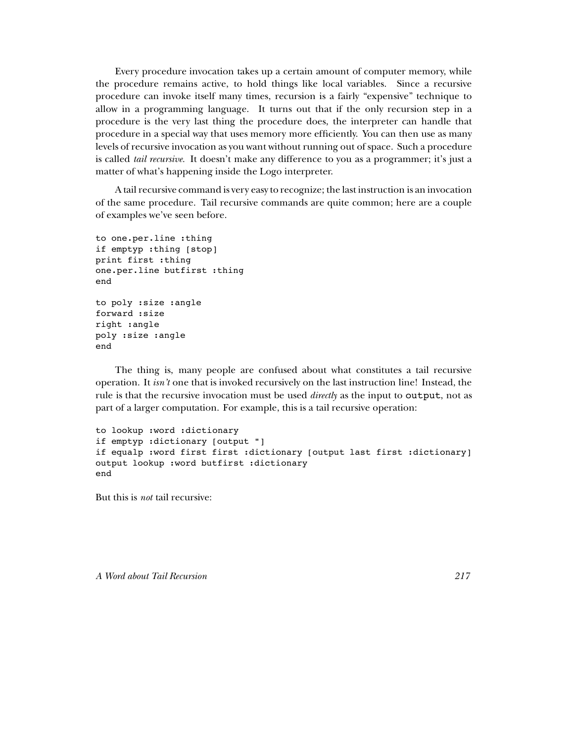Every procedure invocation takes up a certain amount of computer memory, while the procedure remains active, to hold things like local variables. Since a recursive procedure can invoke itself many times, recursion is a fairly "expensive" technique to allow in a programming language. It turns out that if the only recursion step in a procedure is the very last thing the procedure does, the interpreter can handle that procedure in a special way that uses memory more efficiently. You can then use as many levels of recursive invocation as you want without running out of space. Such a procedure is called *tail recursive.* It doesn't make any difference to you as a programmer; it's just a matter of what's happening inside the Logo interpreter.

A tail recursive command is very easy to recognize; the last instruction is an invocation of the same procedure. Tail recursive commands are quite common; here are a couple of examples we've seen before.

```
to one.per.line :thing
if emptyp :thing [stop]
print first :thing
one.per.line butfirst :thing
end

to poly :size :angle
forward :size
right :angle
poly :size :angle
end
```

The thing is, many people are confused about what constitutes a tail recursive operation. It *isn't* one that is invoked recursively on the last instruction line! Instead, the rule is that the recursive invocation must be used *directly* as the input to `output`, not as part of a larger computation. For example, this is a tail recursive operation:

```
to lookup :word :dictionary
if emptyp :dictionary [output "]
if equalp :word first first :dictionary [output last first :dictionary]
output lookup :word butfirst :dictionary
end
```

But this is *not* tail recursive: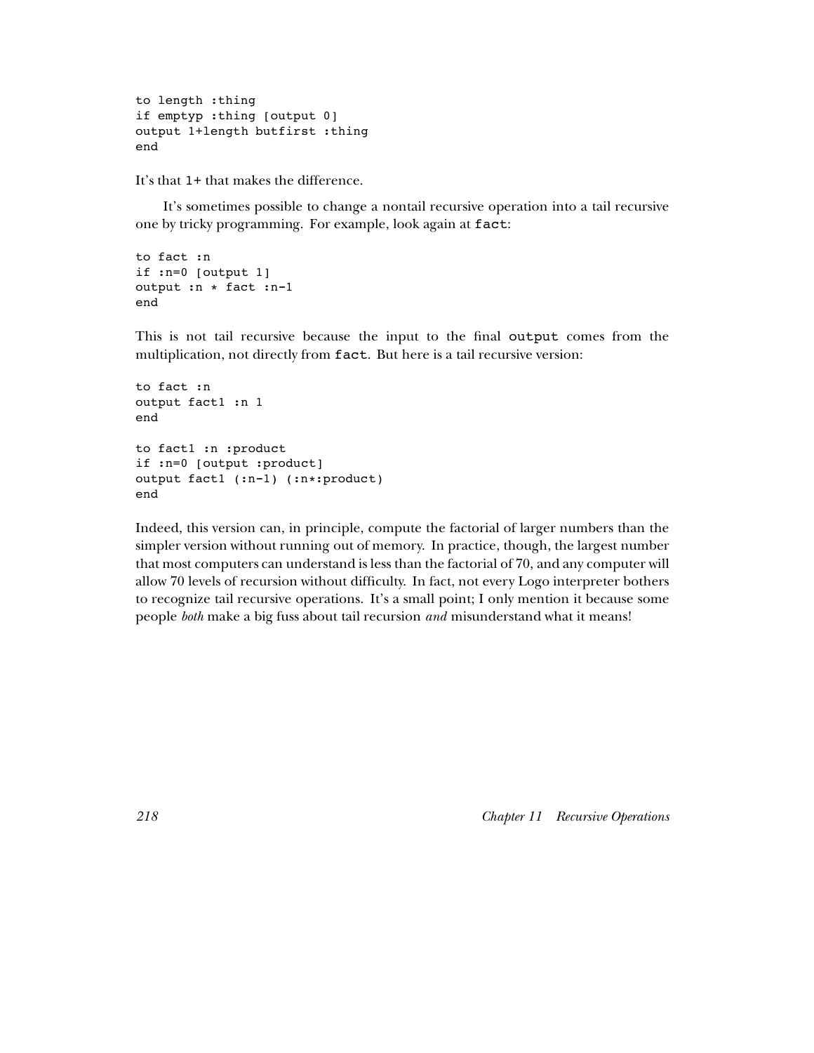```
to length :thing
if emptyp :thing [output 0]
output 1+length butfirst :thing
end
```

It's that `1+` that makes the difference.

It's sometimes possible to change a nontail recursive operation into a tail recursive one by tricky programming. For example, look again at `fact`:

```
to fact :n
if :n=0 [output 1]
output :n * fact :n-1
end
```

This is not tail recursive because the input to the final `output` comes from the multiplication, not directly from `fact`. But here is a tail recursive version:

```
to fact :n
output fact1 :n 1
end

to fact1 :n :product
if :n=0 [output :product]
output fact1 (:n-1) (:n*:product)
end
```

Indeed, this version can, in principle, compute the factorial of larger numbers than the simpler version without running out of memory. In practice, though, the largest number that most computers can understand is less than the factorial of 70, and any computer will allow 70 levels of recursion without difficulty. In fact, not every Logo interpreter bothers to recognize tail recursive operations. It's a small point; I only mention it because some people *both* make a big fuss about tail recursion *and* misunderstand what it means!